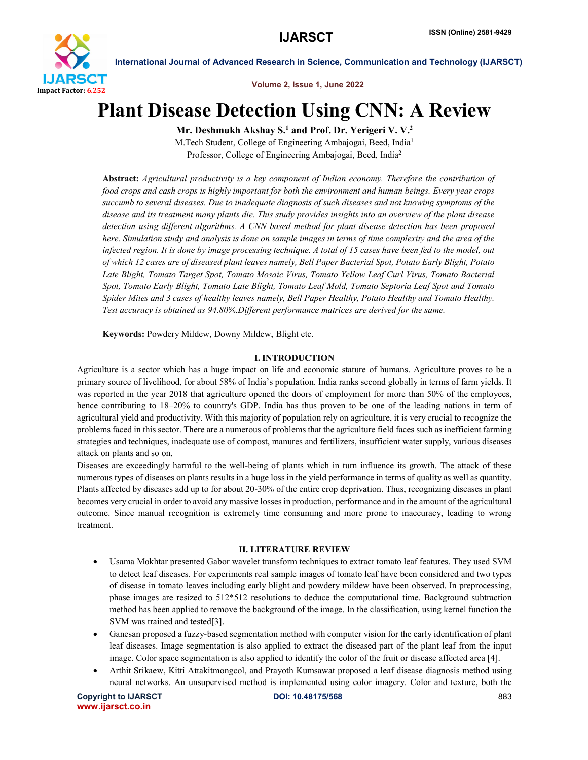# Plant Disease Detection Using CNN: A Review

**Mr. Deshmukh Akshay S.[1] and Prof. Dr. Yerigeri V. V.[2]**

M.Tech Student, College of Engineering Ambajogai, Beed, India[1]

Professor, College of Engineering Ambajogai, Beed, India[2]

**Abstract:** *Agricultural productivity is a key component of Indian economy. Therefore the contribution of food crops and cash crops is highly important for both the environment and human beings. Every year crops succumb to several diseases. Due to inadequate diagnosis of such diseases and not knowing symptoms of the disease and its treatment many plants die. This study provides insights into an overview of the plant disease detection using different algorithms. A CNN based method for plant disease detection has been proposed here. Simulation study and analysis is done on sample images in terms of time complexity and the area of the infected region. It is done by image processing technique. A total of 15 cases have been fed to the model, out of which 12 cases are of diseased plant leaves namely, Bell Paper Bacterial Spot, Potato Early Blight, Potato Late Blight, Tomato Target Spot, Tomato Mosaic Virus, Tomato Yellow Leaf Curl Virus, Tomato Bacterial Spot, Tomato Early Blight, Tomato Late Blight, Tomato Leaf Mold, Tomato Septoria Leaf Spot and Tomato Spider Mites and 3 cases of healthy leaves namely, Bell Paper Healthy, Potato Healthy and Tomato Healthy. Test accuracy is obtained as 94.80%.Different performance matrices are derived for the same.*

**Keywords:** Powdery Mildew, Downy Mildew, Blight etc.

## I. INTRODUCTION

Agriculture is a sector which has a huge impact on life and economic stature of humans. Agriculture proves to be a primary source of livelihood, for about 58% of India's population. India ranks second globally in terms of farm yields. It was reported in the year 2018 that agriculture opened the doors of employment for more than 50% of the employees, hence contributing to 18–20% to country's GDP. India has thus proven to be one of the leading nations in term of agricultural yield and productivity. With this majority of population rely on agriculture, it is very crucial to recognize the problems faced in this sector. There are a numerous of problems that the agriculture field faces such as inefficient farming strategies and techniques, inadequate use of compost, manures and fertilizers, insufficient water supply, various diseases attack on plants and so on.

Diseases are exceedingly harmful to the well-being of plants which in turn influence its growth. The attack of these numerous types of diseases on plants results in a huge loss in the yield performance in terms of quality as well as quantity. Plants affected by diseases add up to for about 20-30% of the entire crop deprivation. Thus, recognizing diseases in plant becomes very crucial in order to avoid any massive losses in production, performance and in the amount of the agricultural outcome. Since manual recognition is extremely time consuming and more prone to inaccuracy, leading to wrong treatment.

## II. LITERATURE REVIEW

- Usama Mokhtar presented Gabor wavelet transform techniques to extract tomato leaf features. They used SVM to detect leaf diseases. For experiments real sample images of tomato leaf have been considered and two types of disease in tomato leaves including early blight and powdery mildew have been observed. In preprocessing, phase images are resized to 512*512 resolutions to deduce the computational time. Background subtraction method has been applied to remove the background of the image. In the classification, using kernel function the SVM was trained and tested[3].
- Ganesan proposed a fuzzy-based segmentation method with computer vision for the early identification of plant leaf diseases. Image segmentation is also applied to extract the diseased part of the plant leaf from the input image. Color space segmentation is also applied to identify the color of the fruit or disease affected area [4].
- Arthit Srikaew, Kitti Attakitmongcol, and Prayoth Kumsawat proposed a leaf disease diagnosis method using neural networks. An unsupervised method is implemented using color imagery. Color and texture, both the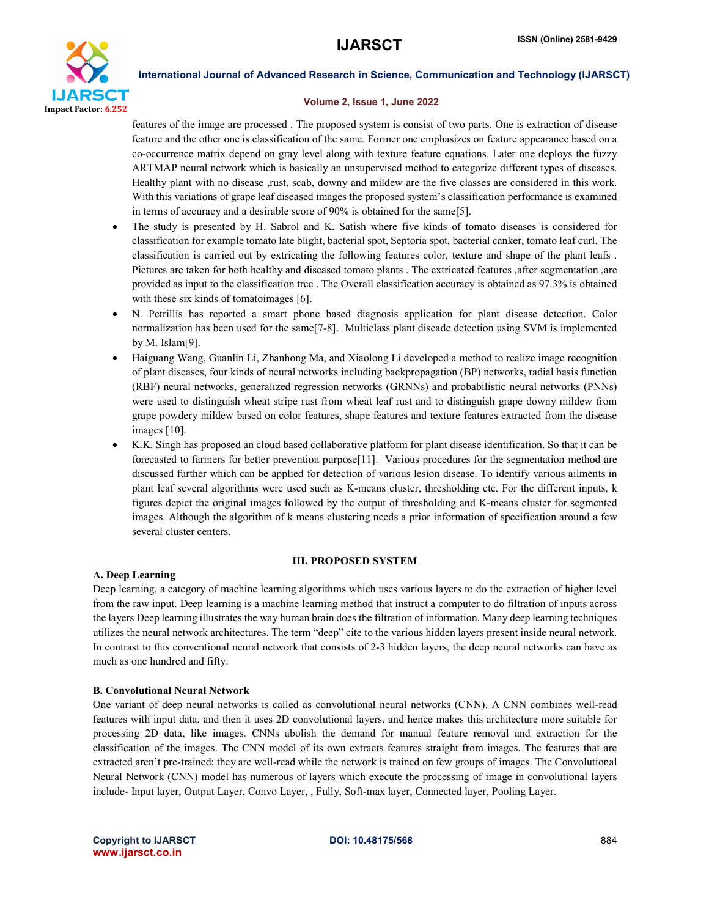features of the image are processed . The proposed system is consist of two parts. One is extraction of disease feature and the other one is classification of the same. Former one emphasizes on feature appearance based on a co-occurrence matrix depend on gray level along with texture feature equations. Later one deploys the fuzzy ARTMAP neural network which is basically an unsupervised method to categorize different types of diseases. Healthy plant with no disease ,rust, scab, downy and mildew are the five classes are considered in this work. With this variations of grape leaf diseased images the proposed system's classification performance is examined in terms of accuracy and a desirable score of 90% is obtained for the same[5].

- The study is presented by H. Sabrol and K. Satish where five kinds of tomato diseases is considered for classification for example tomato late blight, bacterial spot, Septoria spot, bacterial canker, tomato leaf curl. The classification is carried out by extricating the following features color, texture and shape of the plant leafs . Pictures are taken for both healthy and diseased tomato plants . The extricated features ,after segmentation ,are provided as input to the classification tree . The Overall classification accuracy is obtained as 97.3% is obtained with these six kinds of tomatoimages [6].
- N. Petrillis has reported a smart phone based diagnosis application for plant disease detection. Color normalization has been used for the same[7-8]. Multiclass plant diseade detection using SVM is implemented by M. Islam[9].
- Haiguang Wang, Guanlin Li, Zhanhong Ma, and Xiaolong Li developed a method to realize image recognition of plant diseases, four kinds of neural networks including backpropagation (BP) networks, radial basis function (RBF) neural networks, generalized regression networks (GRNNs) and probabilistic neural networks (PNNs) were used to distinguish wheat stripe rust from wheat leaf rust and to distinguish grape downy mildew from grape powdery mildew based on color features, shape features and texture features extracted from the disease images [10].
- K.K. Singh has proposed an cloud based collaborative platform for plant disease identification. So that it can be forecasted to farmers for better prevention purpose[11]. Various procedures for the segmentation method are discussed further which can be applied for detection of various lesion disease. To identify various ailments in plant leaf several algorithms were used such as K-means cluster, thresholding etc. For the different inputs, k figures depict the original images followed by the output of thresholding and K-means cluster for segmented images. Although the algorithm of k means clustering needs a prior information of specification around a few several cluster centers.

## III. PROPOSED SYSTEM

### A. Deep Learning

Deep learning, a category of machine learning algorithms which uses various layers to do the extraction of higher level from the raw input. Deep learning is a machine learning method that instruct a computer to do filtration of inputs across the layers Deep learning illustrates the way human brain does the filtration of information. Many deep learning techniques utilizes the neural network architectures. The term "deep" cite to the various hidden layers present inside neural network. In contrast to this conventional neural network that consists of 2-3 hidden layers, the deep neural networks can have as much as one hundred and fifty.

### B. Convolutional Neural Network

One variant of deep neural networks is called as convolutional neural networks (CNN). A CNN combines well-read features with input data, and then it uses 2D convolutional layers, and hence makes this architecture more suitable for processing 2D data, like images. CNNs abolish the demand for manual feature removal and extraction for the classification of the images. The CNN model of its own extracts features straight from images. The features that are extracted aren't pre-trained; they are well-read while the network is trained on few groups of images. The Convolutional Neural Network (CNN) model has numerous of layers which execute the processing of image in convolutional layers include- Input layer, Output Layer, Convo Layer, , Fully, Soft-max layer, Connected layer, Pooling Layer.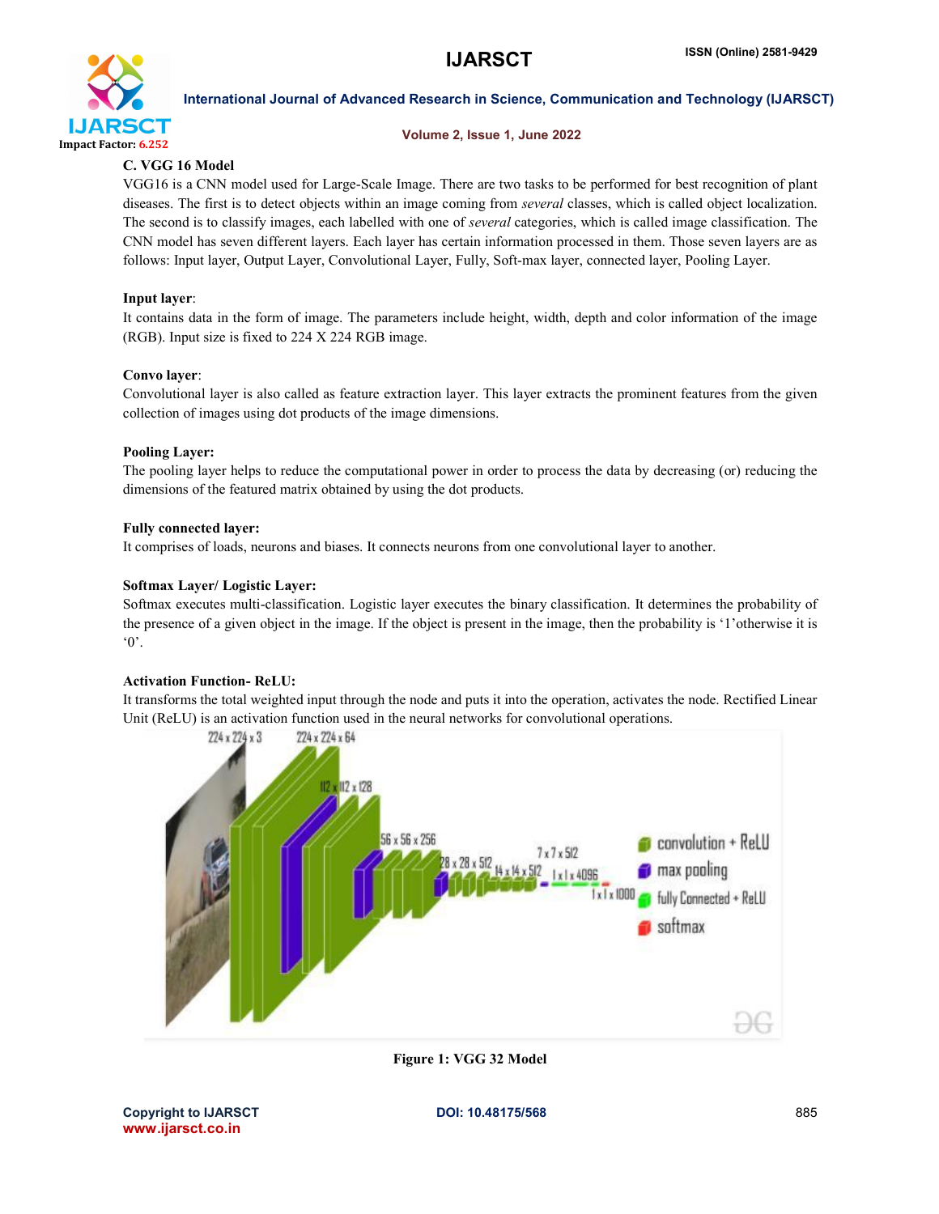### C. VGG 16 Model

VGG16 is a CNN model used for Large-Scale Image. There are two tasks to be performed for best recognition of plant diseases. The first is to detect objects within an image coming from *several* classes, which is called object localization. The second is to classify images, each labelled with one of *several* categories, which is called image classification. The CNN model has seven different layers. Each layer has certain information processed in them. Those seven layers are as follows: Input layer, Output Layer, Convolutional Layer, Fully, Soft-max layer, connected layer, Pooling Layer.

**Input layer**:

It contains data in the form of image. The parameters include height, width, depth and color information of the image (RGB). Input size is fixed to 224 X 224 RGB image.

**Convo layer**:

Convolutional layer is also called as feature extraction layer. This layer extracts the prominent features from the given collection of images using dot products of the image dimensions.

**Pooling Layer:**

The pooling layer helps to reduce the computational power in order to process the data by decreasing (or) reducing the dimensions of the featured matrix obtained by using the dot products.

**Fully connected layer:**

It comprises of loads, neurons and biases. It connects neurons from one convolutional layer to another.

**Softmax Layer/ Logistic Layer:**

Softmax executes multi-classification. Logistic layer executes the binary classification. It determines the probability of the presence of a given object in the image. If the object is present in the image, then the probability is '1'otherwise it is '0'.

**Activation Function- ReLU:**

It transforms the total weighted input through the node and puts it into the operation, activates the node. Rectified Linear Unit (ReLU) is an activation function used in the neural networks for convolutional operations.

**Figure 1: VGG 32 Model**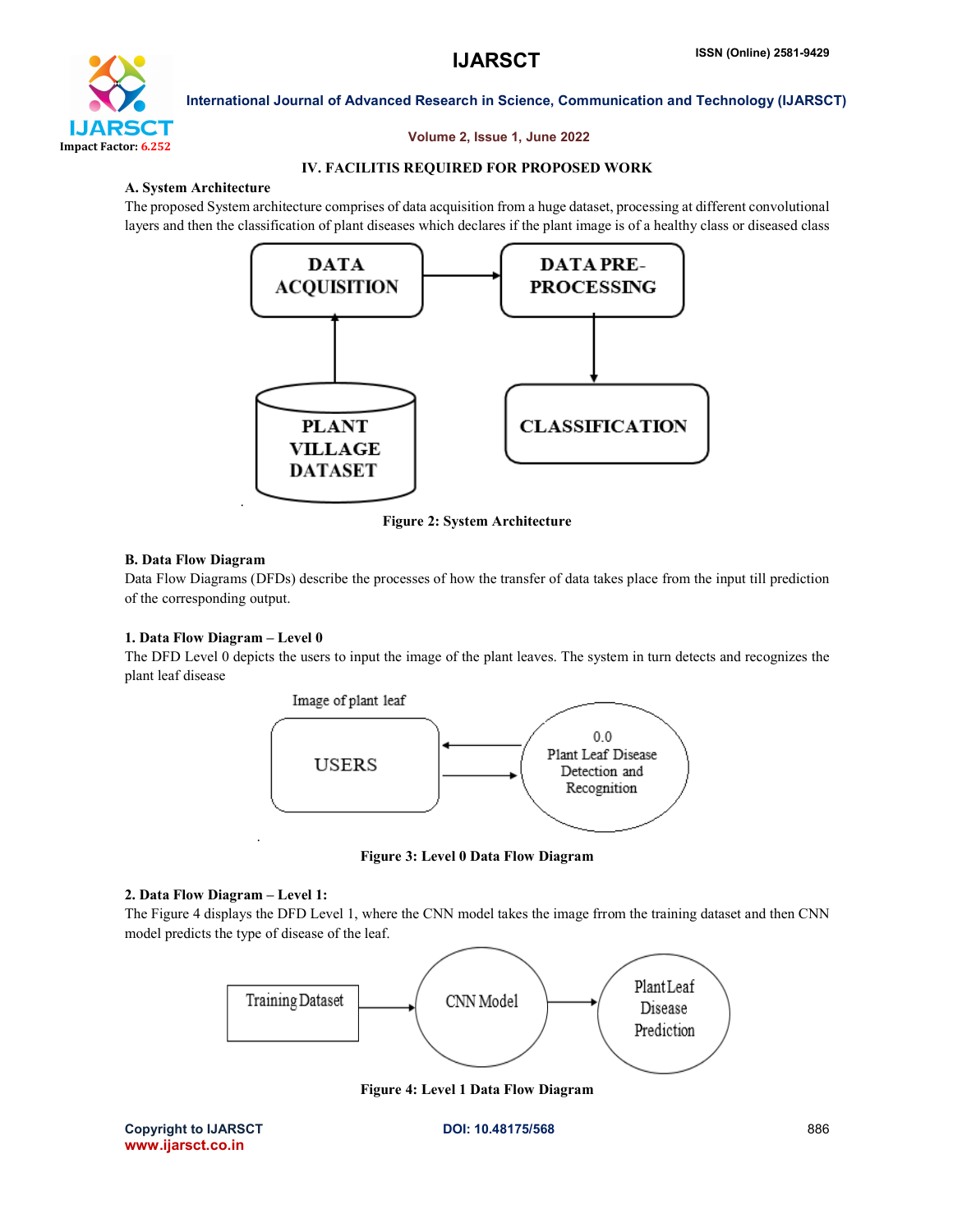## IV. FACILITIS REQUIRED FOR PROPOSED WORK

### A. System Architecture

The proposed System architecture comprises of data acquisition from a huge dataset, processing at different convolutional layers and then the classification of plant diseases which declares if the plant image is of a healthy class or diseased class

Figure 2: System Architecture

### B. Data Flow Diagram

Data Flow Diagrams (DFDs) describe the processes of how the transfer of data takes place from the input till prediction of the corresponding output.

#### 1. Data Flow Diagram – Level 0

The DFD Level 0 depicts the users to input the image of the plant leaves. The system in turn detects and recognizes the plant leaf disease

Figure 3: Level 0 Data Flow Diagram

#### 2. Data Flow Diagram – Level 1:

The Figure 4 displays the DFD Level 1, where the CNN model takes the image frrom the training dataset and then CNN model predicts the type of disease of the leaf.

Figure 4: Level 1 Data Flow Diagram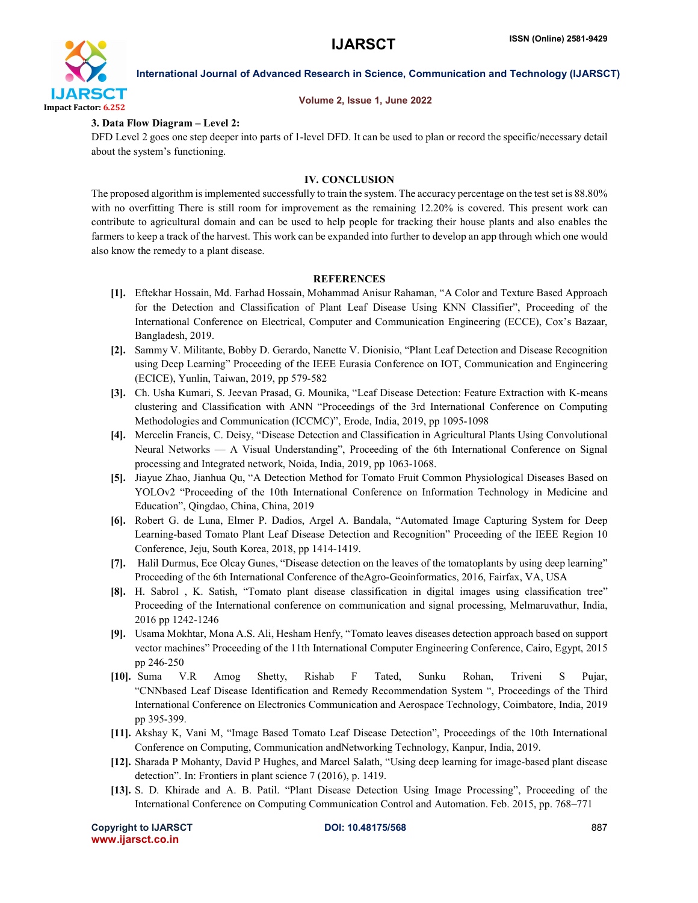**3. Data Flow Diagram – Level 2:**

DFD Level 2 goes one step deeper into parts of 1-level DFD. It can be used to plan or record the specific/necessary detail about the system's functioning.

## IV. CONCLUSION

The proposed algorithm is implemented successfully to train the system. The accuracy percentage on the test set is 88.80% with no overfitting There is still room for improvement as the remaining 12.20% is covered. This present work can contribute to agricultural domain and can be used to help people for tracking their house plants and also enables the farmers to keep a track of the harvest. This work can be expanded into further to develop an app through which one would also know the remedy to a plant disease.

## REFERENCES

[1]. Eftekhar Hossain, Md. Farhad Hossain, Mohammad Anisur Rahaman, "A Color and Texture Based Approach for the Detection and Classification of Plant Leaf Disease Using KNN Classifier", Proceeding of the International Conference on Electrical, Computer and Communication Engineering (ECCE), Cox's Bazaar, Bangladesh, 2019.

[2]. Sammy V. Militante, Bobby D. Gerardo, Nanette V. Dionisio, "Plant Leaf Detection and Disease Recognition using Deep Learning" Proceeding of the IEEE Eurasia Conference on IOT, Communication and Engineering (ECICE), Yunlin, Taiwan, 2019, pp 579-582

[3]. Ch. Usha Kumari, S. Jeevan Prasad, G. Mounika, "Leaf Disease Detection: Feature Extraction with K-means clustering and Classification with ANN "Proceedings of the 3rd International Conference on Computing Methodologies and Communication (ICCMC)", Erode, India, 2019, pp 1095-1098

[4]. Mercelin Francis, C. Deisy, "Disease Detection and Classification in Agricultural Plants Using Convolutional Neural Networks — A Visual Understanding", Proceeding of the 6th International Conference on Signal processing and Integrated network, Noida, India, 2019, pp 1063-1068.

[5]. Jiayue Zhao, Jianhua Qu, "A Detection Method for Tomato Fruit Common Physiological Diseases Based on YOLOv2 "Proceeding of the 10th International Conference on Information Technology in Medicine and Education", Qingdao, China, China, 2019

[6]. Robert G. de Luna, Elmer P. Dadios, Argel A. Bandala, "Automated Image Capturing System for Deep Learning-based Tomato Plant Leaf Disease Detection and Recognition" Proceeding of the IEEE Region 10 Conference, Jeju, South Korea, 2018, pp 1414-1419.

[7]. Halil Durmus, Ece Olcay Gunes, "Disease detection on the leaves of the tomatoplants by using deep learning" Proceeding of the 6th International Conference of theAgro-Geoinformatics, 2016, Fairfax, VA, USA

[8]. H. Sabrol , K. Satish, "Tomato plant disease classification in digital images using classification tree" Proceeding of the International conference on communication and signal processing, Melmaruvathur, India, 2016 pp 1242-1246

[9]. Usama Mokhtar, Mona A.S. Ali, Hesham Henfy, "Tomato leaves diseases detection approach based on support vector machines" Proceeding of the 11th International Computer Engineering Conference, Cairo, Egypt, 2015 pp 246-250

[10]. Suma V.R Amog Shetty, Rishab F Tated, Sunku Rohan, Triveni S Pujar, "CNNbased Leaf Disease Identification and Remedy Recommendation System ", Proceedings of the Third International Conference on Electronics Communication and Aerospace Technology, Coimbatore, India, 2019 pp 395-399.

[11]. Akshay K, Vani M, "Image Based Tomato Leaf Disease Detection", Proceedings of the 10th International Conference on Computing, Communication andNetworking Technology, Kanpur, India, 2019.

[12]. Sharada P Mohanty, David P Hughes, and Marcel Salath, "Using deep learning for image-based plant disease detection". In: Frontiers in plant science 7 (2016), p. 1419.

[13]. S. D. Khirade and A. B. Patil. "Plant Disease Detection Using Image Processing", Proceeding of the International Conference on Computing Communication Control and Automation. Feb. 2015, pp. 768–771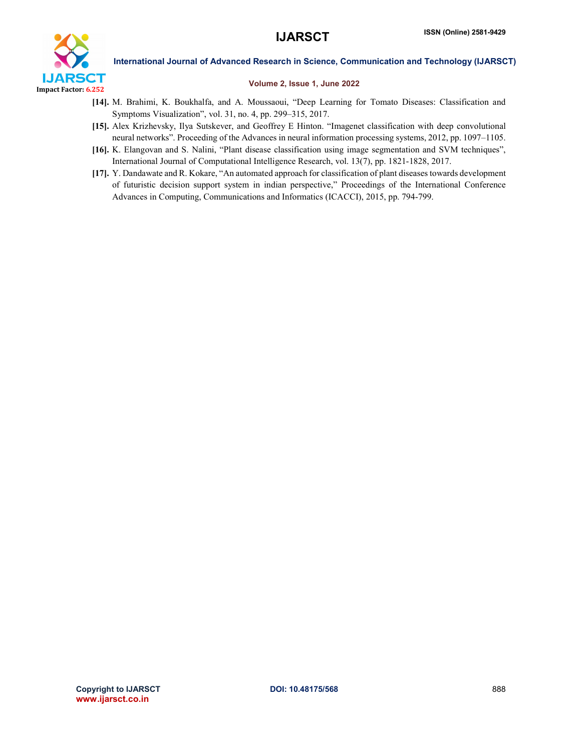[14]. M. Brahimi, K. Boukhalfa, and A. Moussaoui, "Deep Learning for Tomato Diseases: Classification and Symptoms Visualization", vol. 31, no. 4, pp. 299–315, 2017.

[15]. Alex Krizhevsky, Ilya Sutskever, and Geoffrey E Hinton. "Imagenet classification with deep convolutional neural networks". Proceeding of the Advances in neural information processing systems, 2012, pp. 1097–1105.

[16]. K. Elangovan and S. Nalini, "Plant disease classification using image segmentation and SVM techniques", International Journal of Computational Intelligence Research, vol. 13(7), pp. 1821-1828, 2017.

[17]. Y. Dandawate and R. Kokare, "An automated approach for classification of plant diseases towards development of futuristic decision support system in indian perspective," Proceedings of the International Conference Advances in Computing, Communications and Informatics (ICACCI), 2015, pp. 794-799.